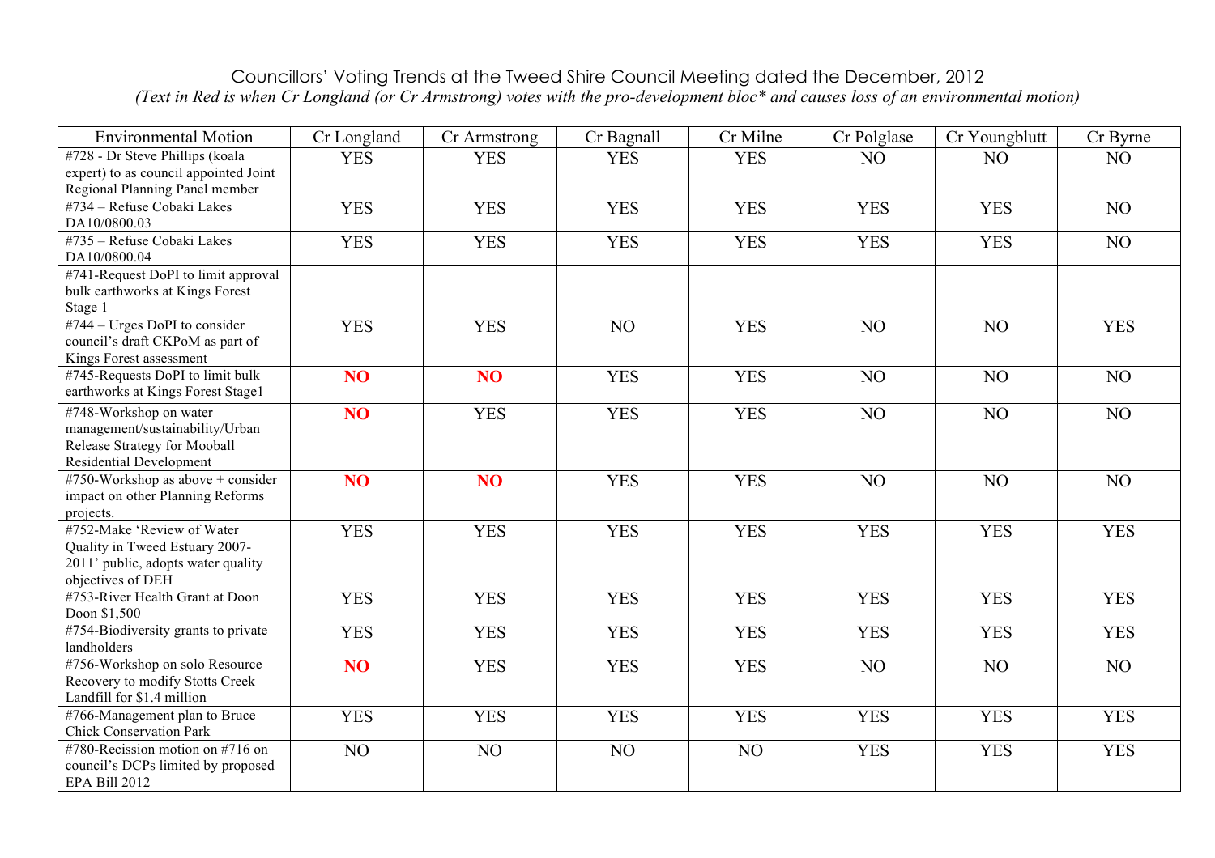Councillors' Voting Trends at the Tweed Shire Council Meeting dated the December, 2012

*(Text in Red is when Cr Longland (or Cr Armstrong) votes with the pro-development bloc* and causes loss of an environmental motion)*

| Environmental Motion | Cr Longland | Cr Armstrong | Cr Bagnall | Cr Milne | Cr Polglase | Cr Youngblutt | Cr Byrne |
|---|---|---|---|---|---|---|---|
| #728 - Dr Steve Phillips (koala expert) to as council appointed Joint Regional Planning Panel member | YES | YES | YES | YES | NO | NO | NO |
| #734 – Refuse Cobaki Lakes DA10/0800.03 | YES | YES | YES | YES | YES | YES | NO |
| #735 – Refuse Cobaki Lakes DA10/0800.04 | YES | YES | YES | YES | YES | YES | NO |
| #741-Request DoPI to limit approval bulk earthworks at Kings Forest Stage 1 | | | | | | | |
| #744 – Urges DoPI to consider council's draft CKPoM as part of Kings Forest assessment | YES | YES | NO | YES | NO | NO | YES |
| #745-Requests DoPI to limit bulk earthworks at Kings Forest Stage1 | **NO** | **NO** | YES | YES | NO | NO | NO |
| #748-Workshop on water management/sustainability/Urban Release Strategy for Mooball Residential Development | **NO** | YES | YES | YES | NO | NO | NO |
| #750-Workshop as above + consider impact on other Planning Reforms projects. | **NO** | **NO** | YES | YES | NO | NO | NO |
| #752-Make 'Review of Water Quality in Tweed Estuary 2007-2011' public, adopts water quality objectives of DEH | YES | YES | YES | YES | YES | YES | YES |
| #753-River Health Grant at Doon Doon $1,500 | YES | YES | YES | YES | YES | YES | YES |
| #754-Biodiversity grants to private landholders | YES | YES | YES | YES | YES | YES | YES |
| #756-Workshop on solo Resource Recovery to modify Stotts Creek Landfill for $1.4 million | **NO** | YES | YES | YES | NO | NO | NO |
| #766-Management plan to Bruce Chick Conservation Park | YES | YES | YES | YES | YES | YES | YES |
| #780-Recission motion on #716 on council's DCPs limited by proposed EPA Bill 2012 | NO | NO | NO | NO | YES | YES | YES |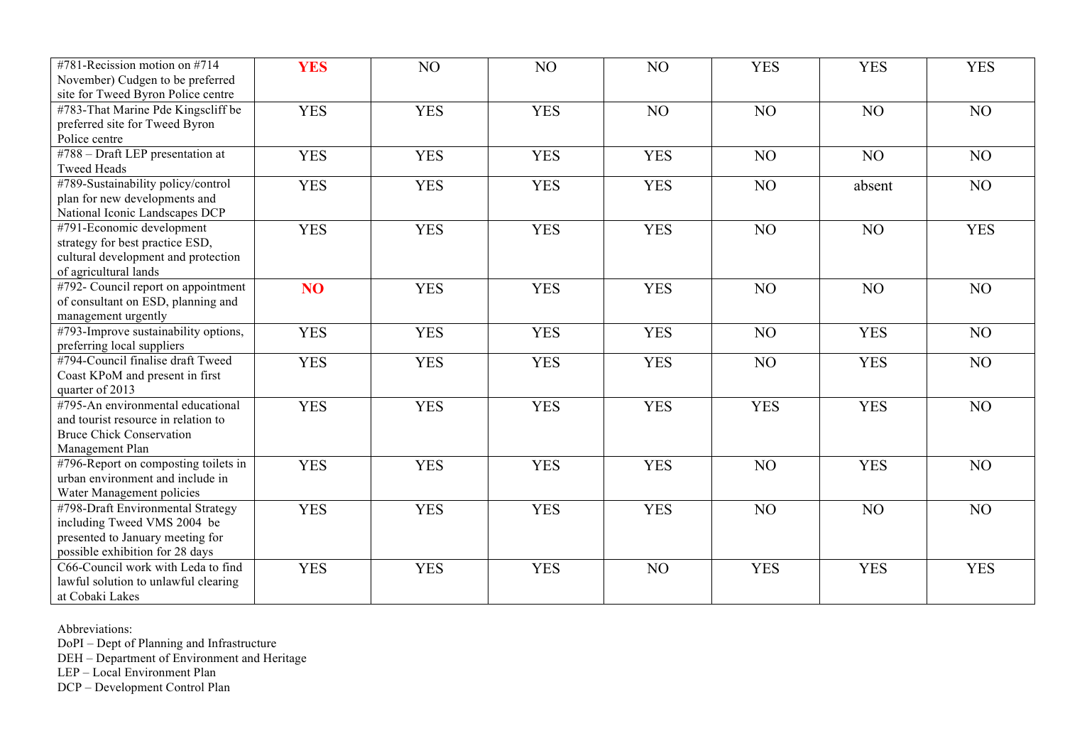| | | | | | | | |
|---|---|---|---|---|---|---|---|
| #781-Recission motion on #714 November) Cudgen to be preferred site for Tweed Byron Police centre | **YES** | NO | NO | NO | YES | YES | YES |
| #783-That Marine Pde Kingscliff be preferred site for Tweed Byron Police centre | YES | YES | YES | NO | NO | NO | NO |
| #788 – Draft LEP presentation at Tweed Heads | YES | YES | YES | YES | NO | NO | NO |
| #789-Sustainability policy/control plan for new developments and National Iconic Landscapes DCP | YES | YES | YES | YES | NO | absent | NO |
| #791-Economic development strategy for best practice ESD, cultural development and protection of agricultural lands | YES | YES | YES | YES | NO | NO | YES |
| #792- Council report on appointment of consultant on ESD, planning and management urgently | **NO** | YES | YES | YES | NO | NO | NO |
| #793-Improve sustainability options, preferring local suppliers | YES | YES | YES | YES | NO | YES | NO |
| #794-Council finalise draft Tweed Coast KPoM and present in first quarter of 2013 | YES | YES | YES | YES | NO | YES | NO |
| #795-An environmental educational and tourist resource in relation to Bruce Chick Conservation Management Plan | YES | YES | YES | YES | YES | YES | NO |
| #796-Report on composting toilets in urban environment and include in Water Management policies | YES | YES | YES | YES | NO | YES | NO |
| #798-Draft Environmental Strategy including Tweed VMS 2004 be presented to January meeting for possible exhibition for 28 days | YES | YES | YES | YES | NO | NO | NO |
| C66-Council work with Leda to find lawful solution to unlawful clearing at Cobaki Lakes | YES | YES | YES | NO | YES | YES | YES |

Abbreviations:
DoPI – Dept of Planning and Infrastructure
DEH – Department of Environment and Heritage
LEP – Local Environment Plan
DCP – Development Control Plan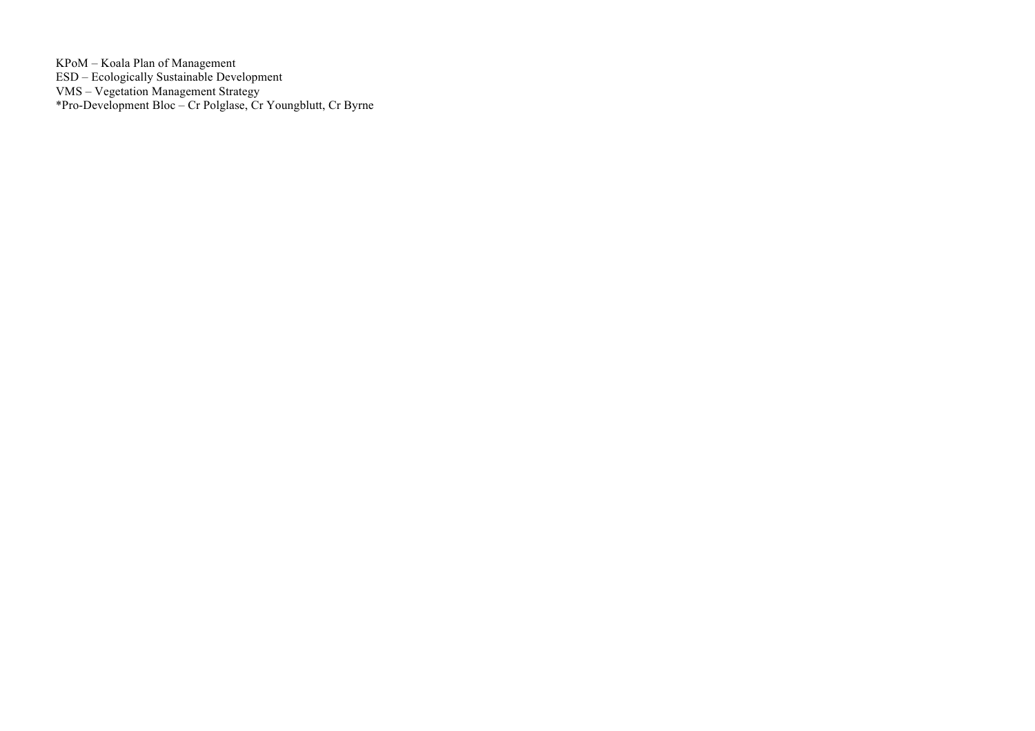KPoM – Koala Plan of Management
ESD – Ecologically Sustainable Development
VMS – Vegetation Management Strategy
*Pro-Development Bloc – Cr Polglase, Cr Youngblutt, Cr Byrne